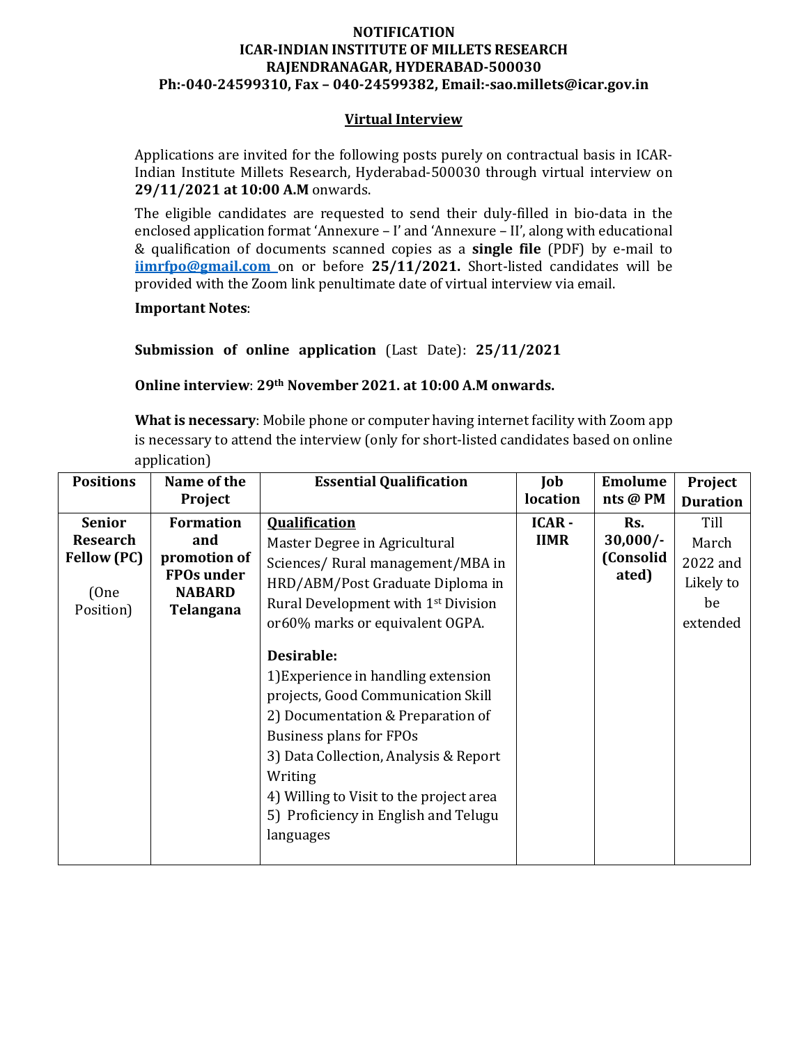**NOTIFICATION**
**ICAR-INDIAN INSTITUTE OF MILLETS RESEARCH**
**RAJENDRANAGAR, HYDERABAD-500030**
**Ph:-040-24599310, Fax – 040-24599382, Email:-sao.millets@icar.gov.in**

## Virtual Interview

Applications are invited for the following posts purely on contractual basis in ICAR-Indian Institute Millets Research, Hyderabad-500030 through virtual interview on **29/11/2021 at 10:00 A.M** onwards.

The eligible candidates are requested to send their duly-filled in bio-data in the enclosed application format 'Annexure – I' and 'Annexure – II', along with educational & qualification of documents scanned copies as a **single file** (PDF) by e-mail to **iimrfpo@gmail.com** on or before **25/11/2021.** Short-listed candidates will be provided with the Zoom link penultimate date of virtual interview via email.

**Important Notes**:

**Submission of online application** (Last Date): **25/11/2021**

**Online interview**: **29th November 2021. at 10:00 A.M onwards.**

**What is necessary**: Mobile phone or computer having internet facility with Zoom app is necessary to attend the interview (only for short-listed candidates based on online application)

| Positions | Name of the Project | Essential Qualification | Job location | Emoluments @ PM | Project Duration |
|---|---|---|---|---|---|
| **Senior Research Fellow (PC)** (One Position) | **Formation and promotion of FPOs under NABARD Telangana** | **Qualification** Master Degree in Agricultural Sciences/ Rural management/MBA in HRD/ABM/Post Graduate Diploma in Rural Development with 1st Division or60% marks or equivalent OGPA. **Desirable:** 1)Experience in handling extension projects, Good Communication Skill 2) Documentation & Preparation of Business plans for FPOs 3) Data Collection, Analysis & Report Writing 4) Willing to Visit to the project area 5) Proficiency in English and Telugu languages | **ICAR - IIMR** | **Rs. 30,000/- (Consolidated)** | Till March 2022 and Likely to be extended |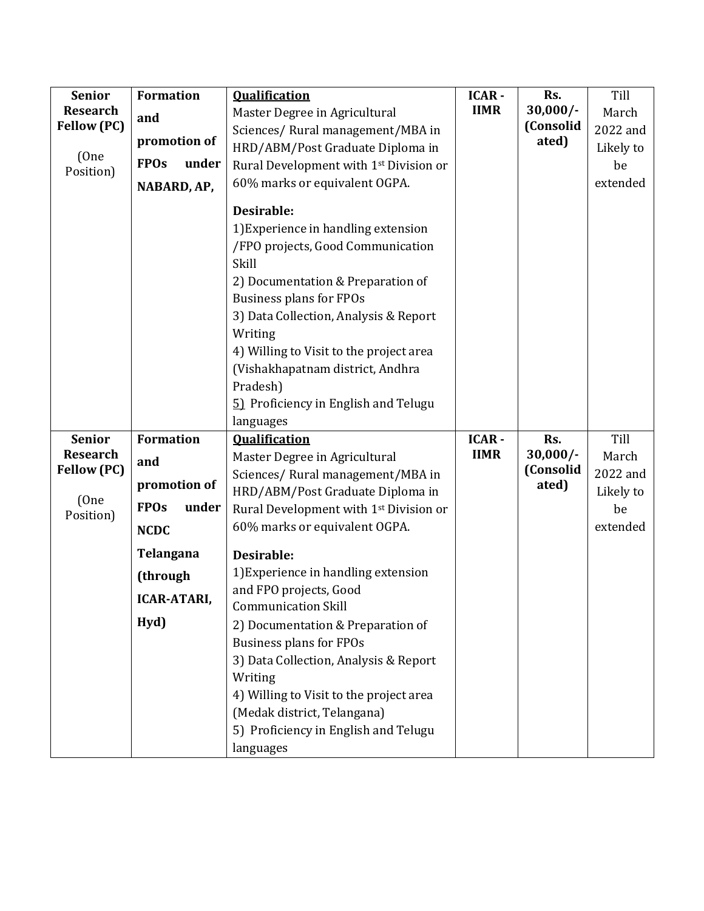| **Senior Research Fellow (PC)** (One Position) | **Formation and promotion of FPOs under NABARD, AP,** | **Qualification**<br>Master Degree in Agricultural Sciences/ Rural management/MBA in HRD/ABM/Post Graduate Diploma in Rural Development with 1st Division or 60% marks or equivalent OGPA.<br><br>**Desirable:**<br>1)Experience in handling extension /FPO projects, Good Communication Skill<br>2) Documentation & Preparation of Business plans for FPOs<br>3) Data Collection, Analysis & Report Writing<br>4) Willing to Visit to the project area (Vishakhapatnam district, Andhra Pradesh)<br>5) Proficiency in English and Telugu languages | **ICAR - IIMR** | **Rs. 30,000/- (Consolidated)** | Till March 2022 and Likely to be extended |
|---|---|---|---|---|---|
| **Senior Research Fellow (PC)** (One Position) | **Formation and promotion of FPOs under NCDC Telangana (through ICAR-ATARI, Hyd)** | **Qualification**<br>Master Degree in Agricultural Sciences/ Rural management/MBA in HRD/ABM/Post Graduate Diploma in Rural Development with 1st Division or 60% marks or equivalent OGPA.<br><br>**Desirable:**<br>1)Experience in handling extension and FPO projects, Good Communication Skill<br>2) Documentation & Preparation of Business plans for FPOs<br>3) Data Collection, Analysis & Report Writing<br>4) Willing to Visit to the project area (Medak district, Telangana)<br>5) Proficiency in English and Telugu languages | **ICAR - IIMR** | **Rs. 30,000/- (Consolidated)** | Till March 2022 and Likely to be extended |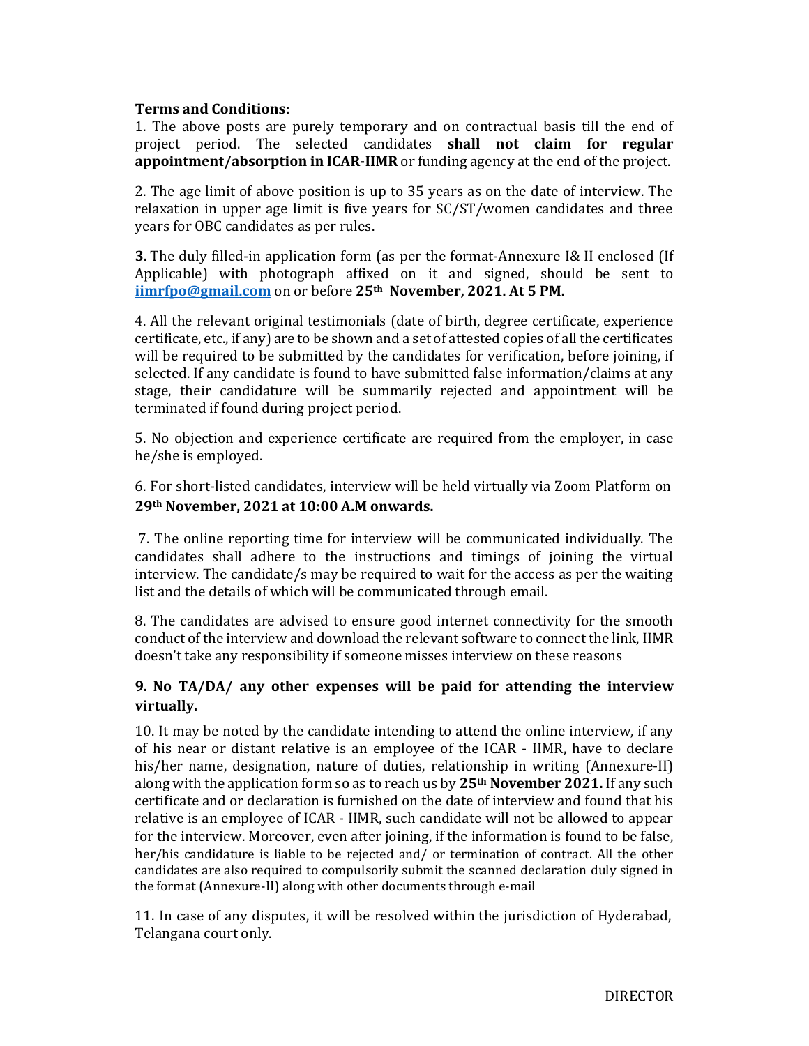**Terms and Conditions:**

1. The above posts are purely temporary and on contractual basis till the end of project period. The selected candidates **shall not claim for regular appointment/absorption in ICAR-IIMR** or funding agency at the end of the project.

2. The age limit of above position is up to 35 years as on the date of interview. The relaxation in upper age limit is five years for SC/ST/women candidates and three years for OBC candidates as per rules.

**3.** The duly filled-in application form (as per the format-Annexure I& II enclosed (If Applicable) with photograph affixed on it and signed, should be sent to **iimrfpo@gmail.com** on or before **25th November, 2021. At 5 PM.**

4. All the relevant original testimonials (date of birth, degree certificate, experience certificate, etc., if any) are to be shown and a set of attested copies of all the certificates will be required to be submitted by the candidates for verification, before joining, if selected. If any candidate is found to have submitted false information/claims at any stage, their candidature will be summarily rejected and appointment will be terminated if found during project period.

5. No objection and experience certificate are required from the employer, in case he/she is employed.

6. For short-listed candidates, interview will be held virtually via Zoom Platform on **29th November, 2021 at 10:00 A.M onwards.**

7. The online reporting time for interview will be communicated individually. The candidates shall adhere to the instructions and timings of joining the virtual interview. The candidate/s may be required to wait for the access as per the waiting list and the details of which will be communicated through email.

8. The candidates are advised to ensure good internet connectivity for the smooth conduct of the interview and download the relevant software to connect the link, IIMR doesn't take any responsibility if someone misses interview on these reasons

**9. No TA/DA/ any other expenses will be paid for attending the interview virtually.**

10. It may be noted by the candidate intending to attend the online interview, if any of his near or distant relative is an employee of the ICAR - IIMR, have to declare his/her name, designation, nature of duties, relationship in writing (Annexure-II) along with the application form so as to reach us by **25th November 2021.** If any such certificate and or declaration is furnished on the date of interview and found that his relative is an employee of ICAR - IIMR, such candidate will not be allowed to appear for the interview. Moreover, even after joining, if the information is found to be false, her/his candidature is liable to be rejected and/ or termination of contract. All the other candidates are also required to compulsorily submit the scanned declaration duly signed in the format (Annexure-II) along with other documents through e-mail

11. In case of any disputes, it will be resolved within the jurisdiction of Hyderabad, Telangana court only.

DIRECTOR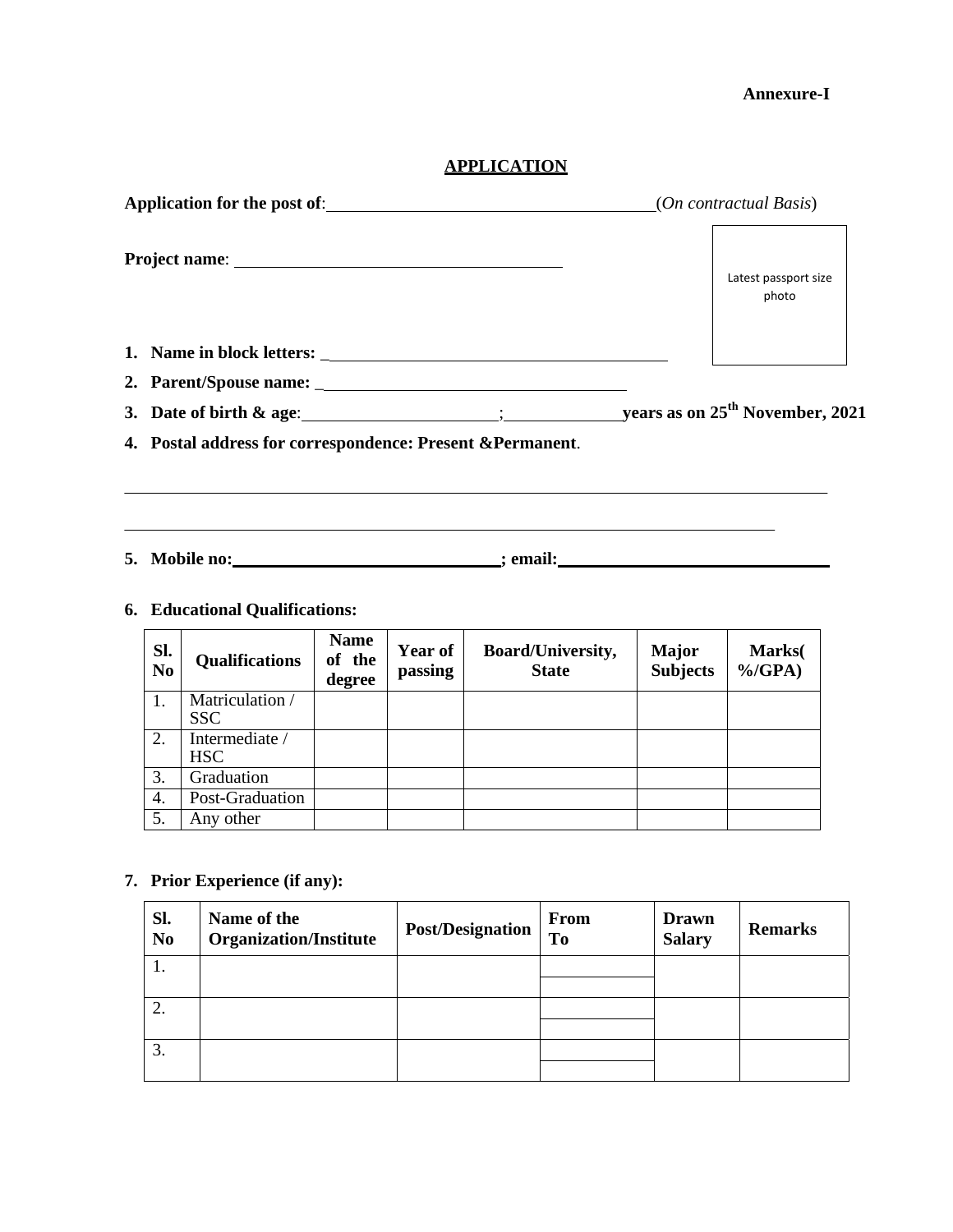**Annexure-I**

# APPLICATION

**Application for the post of**: ____________________________________ (*On contractual Basis*)

**Project name**: ____________________________________

Latest passport size photo

1. **Name in block letters:** ________________________________________
2. **Parent/Spouse name:** ____________________________________
3. **Date of birth & age**: ______________________; ____________ **years as on 25th November, 2021**
4. **Postal address for correspondence: Present &Permanent**.

________________________________________________________________________________

____________________________________________________________________________

5. **Mobile no: ______________________________; email: ______________________________**

6. **Educational Qualifications:**

| **Sl. No** | **Qualifications** | **Name of the degree** | **Year of passing** | **Board/University, State** | **Major Subjects** | **Marks( %/GPA)** |
|---|---|---|---|---|---|---|
| 1. | Matriculation / SSC | | | | | |
| 2. | Intermediate / HSC | | | | | |
| 3. | Graduation | | | | | |
| 4. | Post-Graduation | | | | | |
| 5. | Any other | | | | | |

7. **Prior Experience (if any):**

| **Sl. No** | **Name of the Organization/Institute** | **Post/Designation** | **From To** | **Drawn Salary** | **Remarks** |
|---|---|---|---|---|---|
| 1. | | | | | |
| 2. | | | | | |
| 3. | | | | | |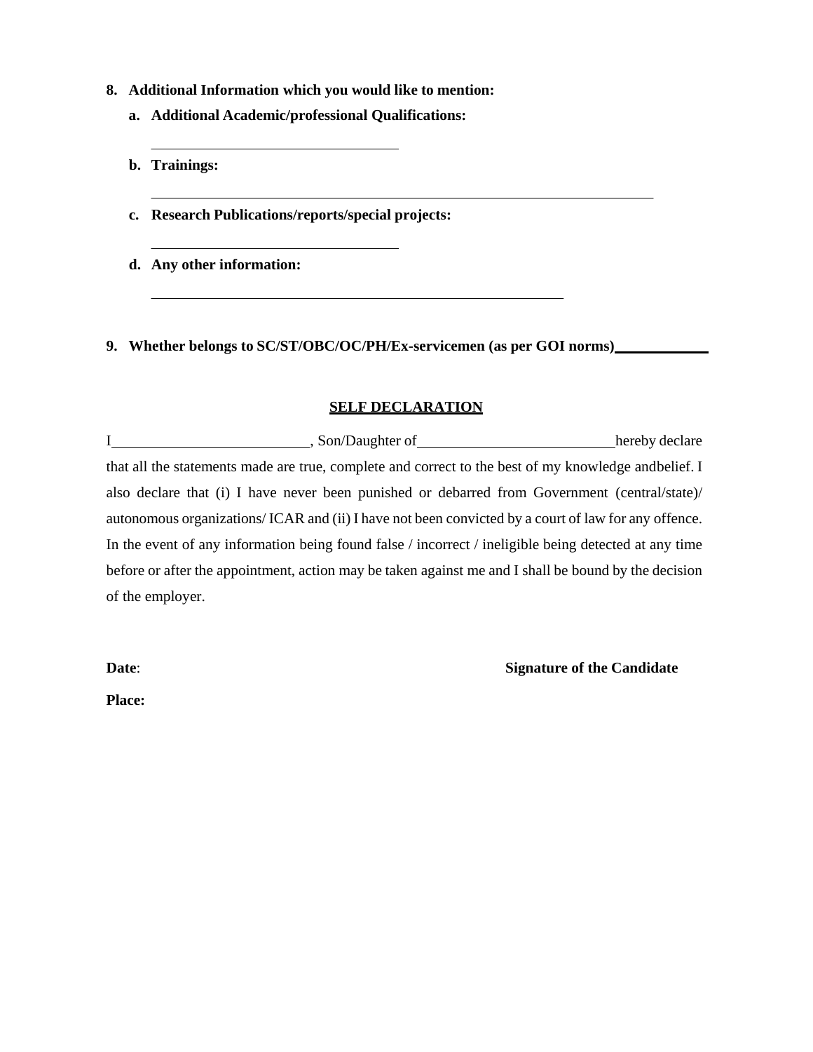8. **Additional Information which you would like to mention:**
   a. **Additional Academic/professional Qualifications:**

      ______________________________

   b. **Trainings:**

      ______________________________________________________________

   c. **Research Publications/reports/special projects:**

      ______________________________

   d. **Any other information:**

      ___________________________________________________

9. **Whether belongs to SC/ST/OBC/OC/PH/Ex-servicemen (as per GOI norms)** ___________

## SELF DECLARATION

I________________________, Son/Daughter of________________________hereby declare that all the statements made are true, complete and correct to the best of my knowledge andbelief. I also declare that (i) I have never been punished or debarred from Government (central/state)/ autonomous organizations/ ICAR and (ii) I have not been convicted by a court of law for any offence. In the event of any information being found false / incorrect / ineligible being detected at any time before or after the appointment, action may be taken against me and I shall be bound by the decision of the employer.

**Date**: **Signature of the Candidate**

**Place:**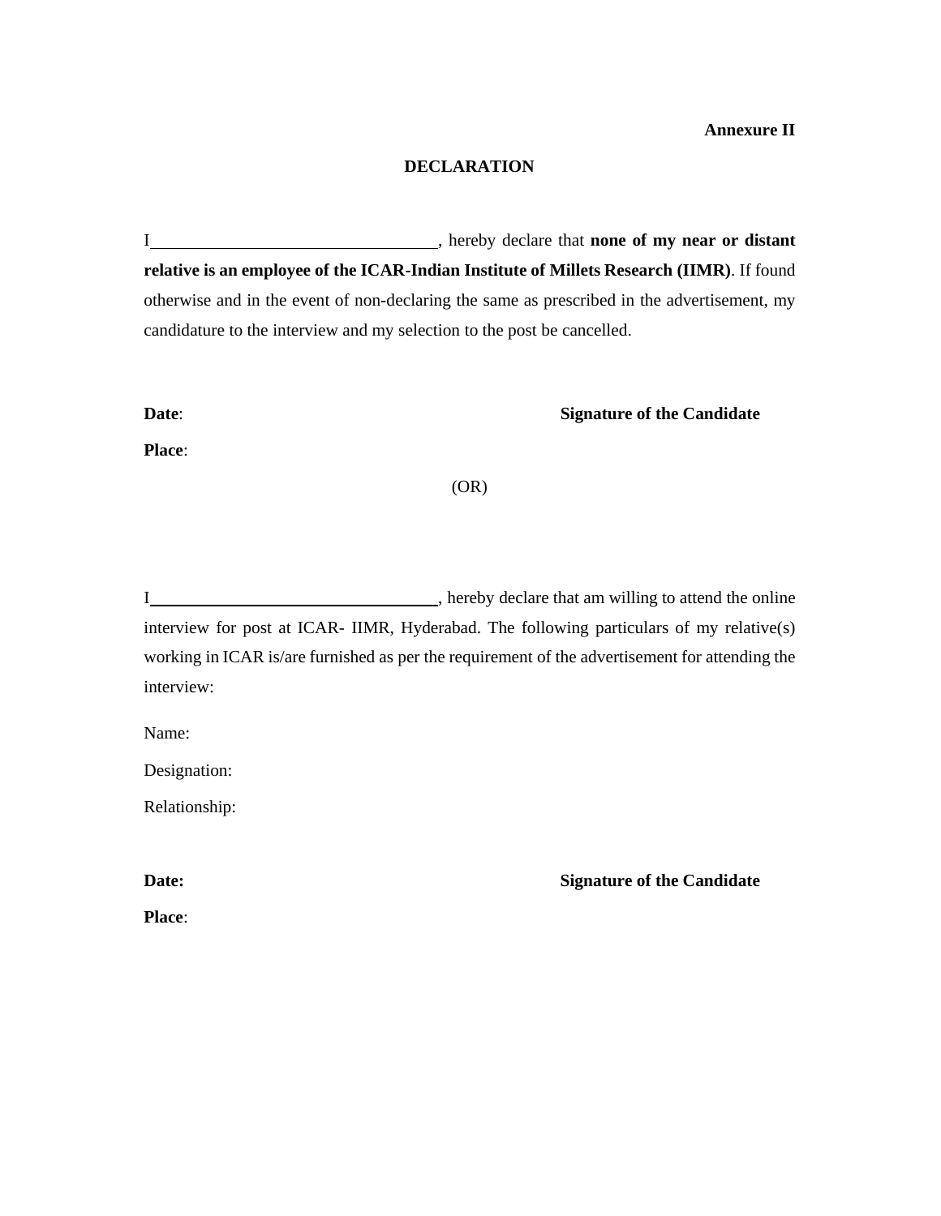**Annexure II**

## DECLARATION

I\_\_\_\_\_\_\_\_\_\_\_\_\_\_\_\_\_\_\_\_\_\_\_\_\_\_\_\_\_\_\_\_\_, hereby declare that **none of my near or distant relative is an employee of the ICAR-Indian Institute of Millets Research (IIMR)**. If found otherwise and in the event of non-declaring the same as prescribed in the advertisement, my candidature to the interview and my selection to the post be cancelled.

**Date**: **Signature of the Candidate**

**Place**:

(OR)

I\_\_\_\_\_\_\_\_\_\_\_\_\_\_\_\_\_\_\_\_\_\_\_\_\_\_\_\_\_\_\_\_\_, hereby declare that am willing to attend the online interview for post at ICAR- IIMR, Hyderabad. The following particulars of my relative(s) working in ICAR is/are furnished as per the requirement of the advertisement for attending the interview:

Name:

Designation:

Relationship:

**Date:** **Signature of the Candidate**

**Place**: